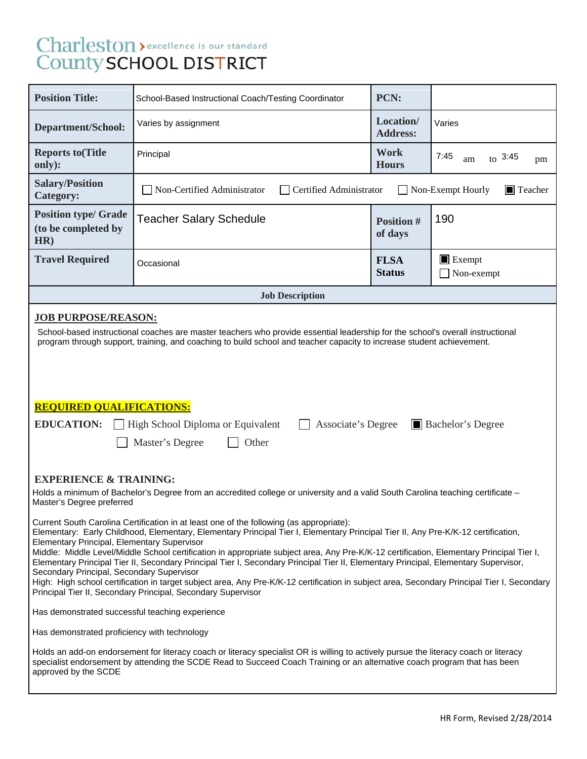# Charleston County SCHOOL DISTRICT

excellence is our standard

| | | | |
|---|---|---|---|
| **Position Title:** | School-Based Instructional Coach/Testing Coordinator | **PCN:** | |
| **Department/School:** | Varies by assignment | **Location/ Address:** | Varies |
| **Reports to(Title only):** | Principal | **Work Hours** | 7:45 am to 3:45 pm |
| **Salary/Position Category:** | ☐ Non-Certified Administrator ☐ Certified Administrator ☐ Non-Exempt Hourly ☒ Teacher | | |
| **Position type/ Grade (to be completed by HR)** | Teacher Salary Schedule | **Position # of days** | 190 |
| **Travel Required** | Occasional | **FLSA Status** | ☒ Exempt ☐ Non-exempt |

**Job Description**

## JOB PURPOSE/REASON:

School-based instructional coaches are master teachers who provide essential leadership for the school's overall instructional program through support, training, and coaching to build school and teacher capacity to increase student achievement.

## REQUIRED QUALIFICATIONS:

**EDUCATION:** ☐ High School Diploma or Equivalent ☐ Associate's Degree ☒ Bachelor's Degree ☐ Master's Degree ☐ Other

### EXPERIENCE & TRAINING:

Holds a minimum of Bachelor's Degree from an accredited college or university and a valid South Carolina teaching certificate – Master's Degree preferred

Current South Carolina Certification in at least one of the following (as appropriate):
Elementary: Early Childhood, Elementary, Elementary Principal Tier I, Elementary Principal Tier II, Any Pre-K/K-12 certification, Elementary Principal, Elementary Supervisor
Middle: Middle Level/Middle School certification in appropriate subject area, Any Pre-K/K-12 certification, Elementary Principal Tier I, Elementary Principal Tier II, Secondary Principal Tier I, Secondary Principal Tier II, Elementary Principal, Elementary Supervisor, Secondary Principal, Secondary Supervisor
High: High school certification in target subject area, Any Pre-K/K-12 certification in subject area, Secondary Principal Tier I, Secondary Principal Tier II, Secondary Principal, Secondary Supervisor

Has demonstrated successful teaching experience

Has demonstrated proficiency with technology

Holds an add-on endorsement for literacy coach or literacy specialist OR is willing to actively pursue the literacy coach or literacy specialist endorsement by attending the SCDE Read to Succeed Coach Training or an alternative coach program that has been approved by the SCDE

HR Form, Revised 2/28/2014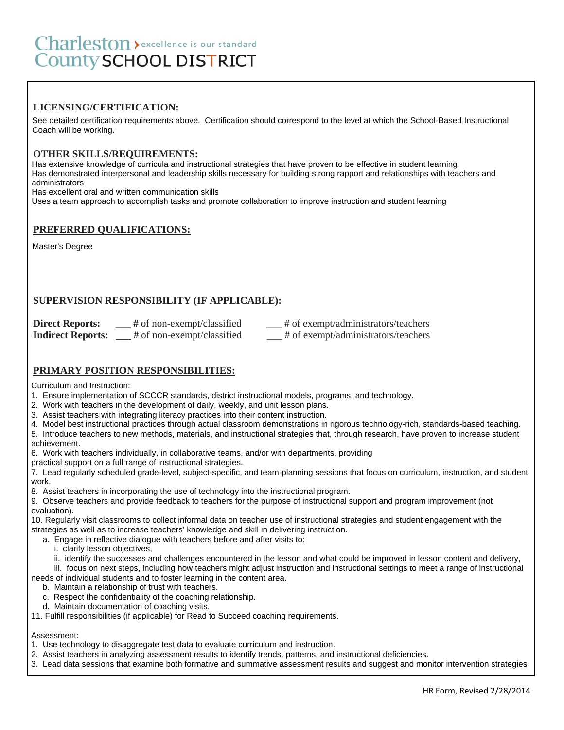Charleston County SCHOOL DISTRICT — excellence is our standard

## LICENSING/CERTIFICATION:

See detailed certification requirements above. Certification should correspond to the level at which the School-Based Instructional Coach will be working.

## OTHER SKILLS/REQUIREMENTS:

Has extensive knowledge of curricula and instructional strategies that have proven to be effective in student learning
Has demonstrated interpersonal and leadership skills necessary for building strong rapport and relationships with teachers and administrators
Has excellent oral and written communication skills
Uses a team approach to accomplish tasks and promote collaboration to improve instruction and student learning

## PREFERRED QUALIFICATIONS:

Master's Degree

## SUPERVISION RESPONSIBILITY (IF APPLICABLE):

**Direct Reports:** ___ # of non-exempt/classified ___ # of exempt/administrators/teachers
**Indirect Reports:** ___ # of non-exempt/classified ___ # of exempt/administrators/teachers

## PRIMARY POSITION RESPONSIBILITIES:

Curriculum and Instruction:

1. Ensure implementation of SCCCR standards, district instructional models, programs, and technology.
2. Work with teachers in the development of daily, weekly, and unit lesson plans.
3. Assist teachers with integrating literacy practices into their content instruction.
4. Model best instructional practices through actual classroom demonstrations in rigorous technology-rich, standards-based teaching.
5. Introduce teachers to new methods, materials, and instructional strategies that, through research, have proven to increase student achievement.
6. Work with teachers individually, in collaborative teams, and/or with departments, providing practical support on a full range of instructional strategies.
7. Lead regularly scheduled grade-level, subject-specific, and team-planning sessions that focus on curriculum, instruction, and student work.
8. Assist teachers in incorporating the use of technology into the instructional program.
9. Observe teachers and provide feedback to teachers for the purpose of instructional support and program improvement (not evaluation).
10. Regularly visit classrooms to collect informal data on teacher use of instructional strategies and student engagement with the strategies as well as to increase teachers' knowledge and skill in delivering instruction.
    a. Engage in reflective dialogue with teachers before and after visits to:
        i. clarify lesson objectives,
        ii. identify the successes and challenges encountered in the lesson and what could be improved in lesson content and delivery,
        iii. focus on next steps, including how teachers might adjust instruction and instructional settings to meet a range of instructional needs of individual students and to foster learning in the content area.
    b. Maintain a relationship of trust with teachers.
    c. Respect the confidentiality of the coaching relationship.
    d. Maintain documentation of coaching visits.
11. Fulfill responsibilities (if applicable) for Read to Succeed coaching requirements.

Assessment:

1. Use technology to disaggregate test data to evaluate curriculum and instruction.
2. Assist teachers in analyzing assessment results to identify trends, patterns, and instructional deficiencies.
3. Lead data sessions that examine both formative and summative assessment results and suggest and monitor intervention strategies

HR Form, Revised 2/28/2014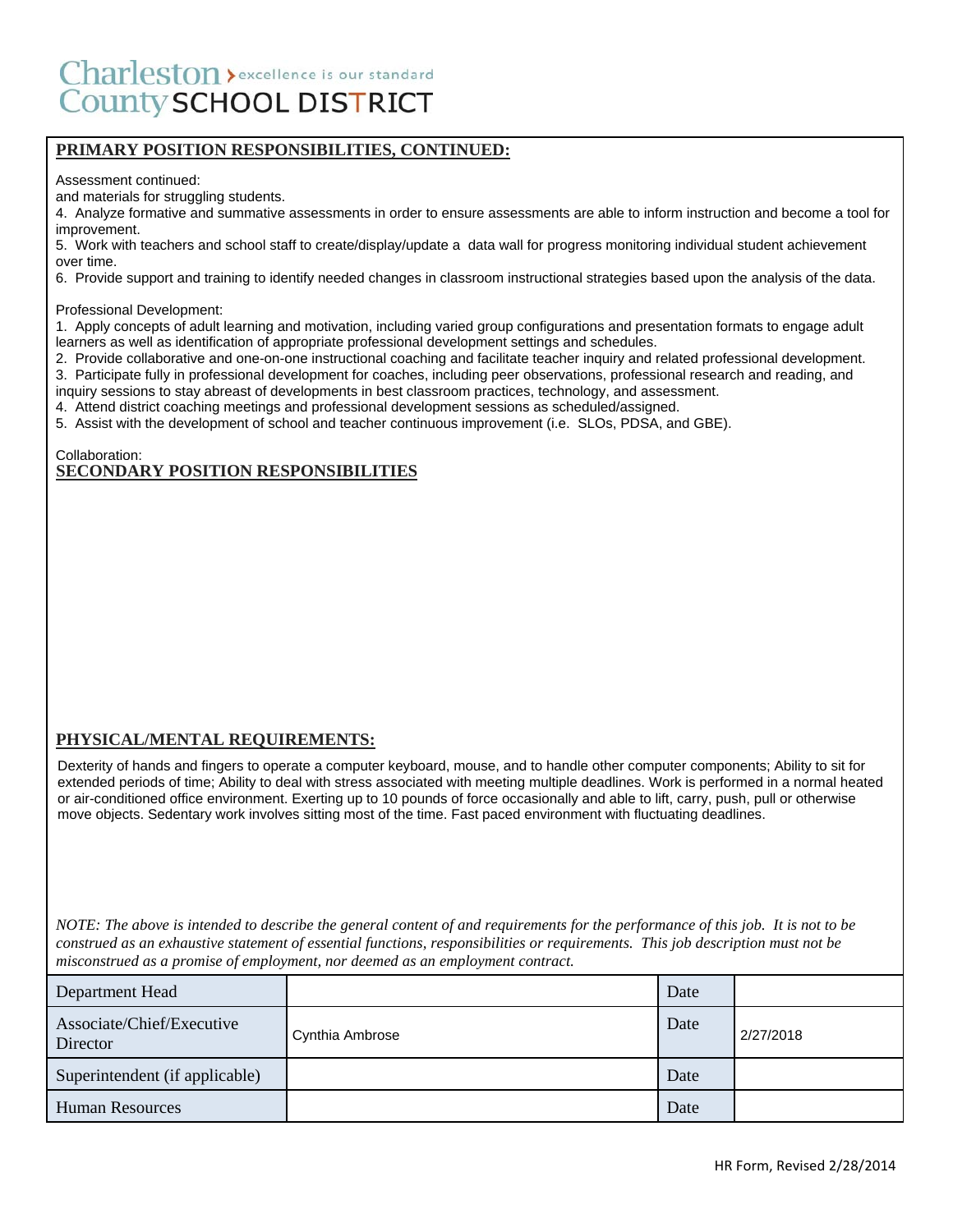## PRIMARY POSITION RESPONSIBILITIES, CONTINUED:

Assessment continued:
and materials for struggling students.
4. Analyze formative and summative assessments in order to ensure assessments are able to inform instruction and become a tool for improvement.
5. Work with teachers and school staff to create/display/update a data wall for progress monitoring individual student achievement over time.
6. Provide support and training to identify needed changes in classroom instructional strategies based upon the analysis of the data.

Professional Development:
1. Apply concepts of adult learning and motivation, including varied group configurations and presentation formats to engage adult learners as well as identification of appropriate professional development settings and schedules.
2. Provide collaborative and one-on-one instructional coaching and facilitate teacher inquiry and related professional development.
3. Participate fully in professional development for coaches, including peer observations, professional research and reading, and inquiry sessions to stay abreast of developments in best classroom practices, technology, and assessment.
4. Attend district coaching meetings and professional development sessions as scheduled/assigned.
5. Assist with the development of school and teacher continuous improvement (i.e. SLOs, PDSA, and GBE).

Collaboration:

## SECONDARY POSITION RESPONSIBILITIES

## PHYSICAL/MENTAL REQUIREMENTS:

Dexterity of hands and fingers to operate a computer keyboard, mouse, and to handle other computer components; Ability to sit for extended periods of time; Ability to deal with stress associated with meeting multiple deadlines. Work is performed in a normal heated or air-conditioned office environment. Exerting up to 10 pounds of force occasionally and able to lift, carry, push, pull or otherwise move objects. Sedentary work involves sitting most of the time. Fast paced environment with fluctuating deadlines.

*NOTE: The above is intended to describe the general content of and requirements for the performance of this job. It is not to be construed as an exhaustive statement of essential functions, responsibilities or requirements. This job description must not be misconstrued as a promise of employment, nor deemed as an employment contract.*

| | | | |
|---|---|---|---|
| Department Head | | Date | |
| Associate/Chief/Executive Director | Cynthia Ambrose | Date | 2/27/2018 |
| Superintendent (if applicable) | | Date | |
| Human Resources | | Date | |

HR Form, Revised 2/28/2014